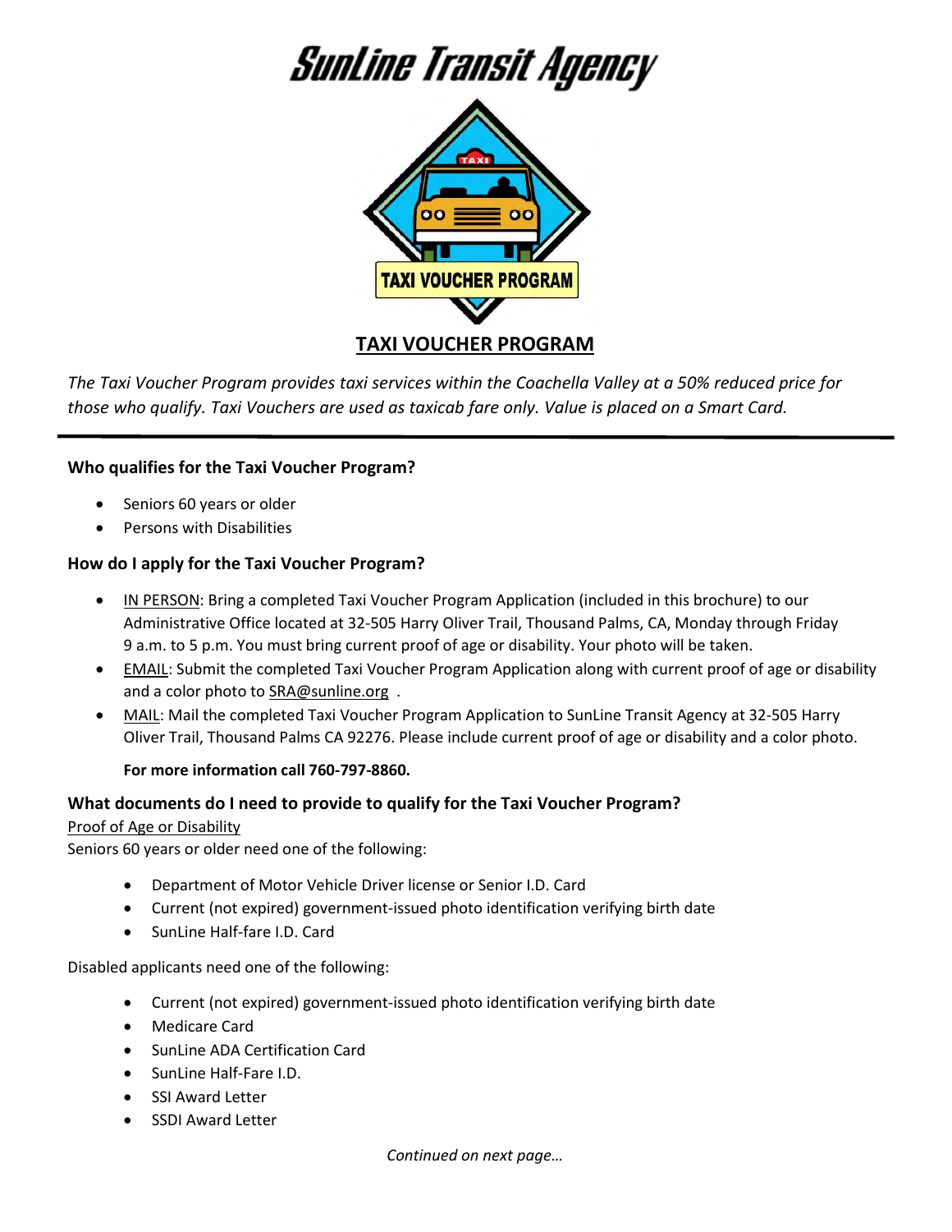# SunLine Transit Agency

## TAXI VOUCHER PROGRAM

*The Taxi Voucher Program provides taxi services within the Coachella Valley at a 50% reduced price for those who qualify. Taxi Vouchers are used as taxicab fare only. Value is placed on a Smart Card.*

---

### Who qualifies for the Taxi Voucher Program?

- Seniors 60 years or older
- Persons with Disabilities

### How do I apply for the Taxi Voucher Program?

- IN PERSON: Bring a completed Taxi Voucher Program Application (included in this brochure) to our Administrative Office located at 32-505 Harry Oliver Trail, Thousand Palms, CA, Monday through Friday 9 a.m. to 5 p.m. You must bring current proof of age or disability. Your photo will be taken.
- EMAIL: Submit the completed Taxi Voucher Program Application along with current proof of age or disability and a color photo to SRA@sunline.org .
- MAIL: Mail the completed Taxi Voucher Program Application to SunLine Transit Agency at 32-505 Harry Oliver Trail, Thousand Palms CA 92276. Please include current proof of age or disability and a color photo.

**For more information call 760-797-8860.**

### What documents do I need to provide to qualify for the Taxi Voucher Program?

Proof of Age or Disability

Seniors 60 years or older need one of the following:

- Department of Motor Vehicle Driver license or Senior I.D. Card
- Current (not expired) government-issued photo identification verifying birth date
- SunLine Half-fare I.D. Card

Disabled applicants need one of the following:

- Current (not expired) government-issued photo identification verifying birth date
- Medicare Card
- SunLine ADA Certification Card
- SunLine Half-Fare I.D.
- SSI Award Letter
- SSDI Award Letter

*Continued on next page…*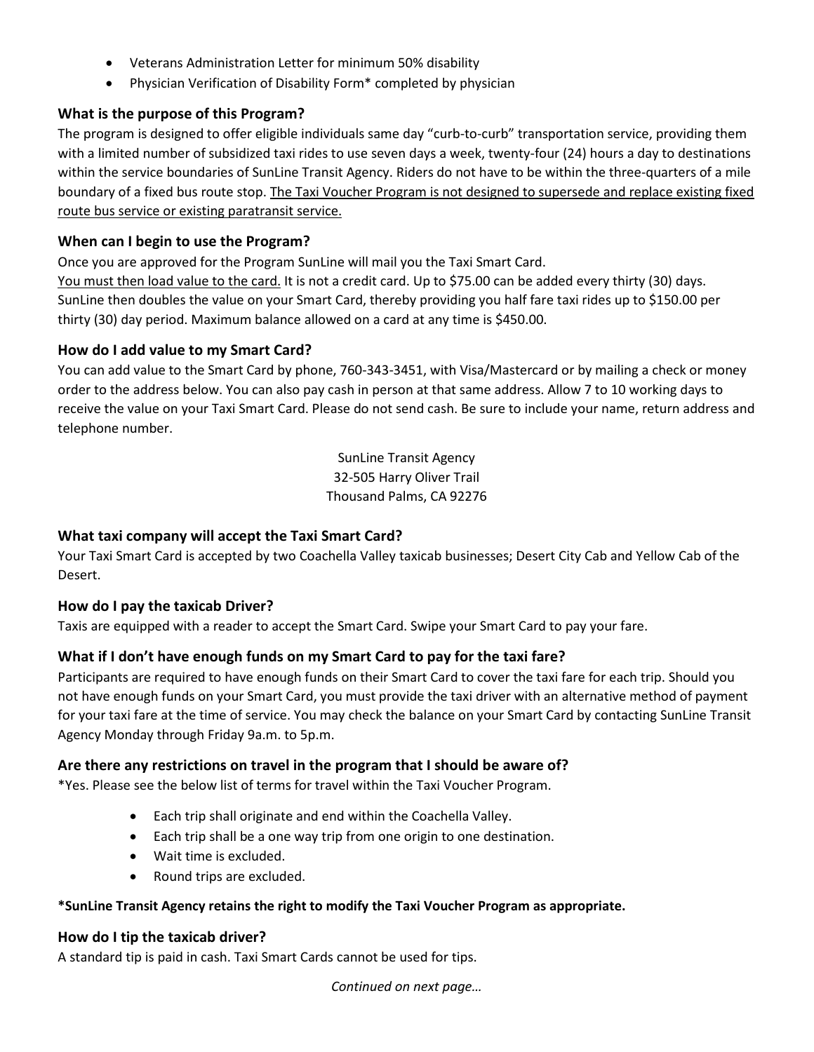- Veterans Administration Letter for minimum 50% disability
- Physician Verification of Disability Form* completed by physician

### What is the purpose of this Program?

The program is designed to offer eligible individuals same day "curb-to-curb" transportation service, providing them with a limited number of subsidized taxi rides to use seven days a week, twenty-four (24) hours a day to destinations within the service boundaries of SunLine Transit Agency. Riders do not have to be within the three-quarters of a mile boundary of a fixed bus route stop. <u>The Taxi Voucher Program is not designed to supersede and replace existing fixed route bus service or existing paratransit service.</u>

### When can I begin to use the Program?

Once you are approved for the Program SunLine will mail you the Taxi Smart Card.
<u>You must then load value to the card.</u> It is not a credit card. Up to $75.00 can be added every thirty (30) days. SunLine then doubles the value on your Smart Card, thereby providing you half fare taxi rides up to $150.00 per thirty (30) day period. Maximum balance allowed on a card at any time is $450.00.

### How do I add value to my Smart Card?

You can add value to the Smart Card by phone, 760-343-3451, with Visa/Mastercard or by mailing a check or money order to the address below. You can also pay cash in person at that same address. Allow 7 to 10 working days to receive the value on your Taxi Smart Card. Please do not send cash. Be sure to include your name, return address and telephone number.

SunLine Transit Agency
32-505 Harry Oliver Trail
Thousand Palms, CA 92276

### What taxi company will accept the Taxi Smart Card?

Your Taxi Smart Card is accepted by two Coachella Valley taxicab businesses; Desert City Cab and Yellow Cab of the Desert.

### How do I pay the taxicab Driver?

Taxis are equipped with a reader to accept the Smart Card. Swipe your Smart Card to pay your fare.

### What if I don't have enough funds on my Smart Card to pay for the taxi fare?

Participants are required to have enough funds on their Smart Card to cover the taxi fare for each trip. Should you not have enough funds on your Smart Card, you must provide the taxi driver with an alternative method of payment for your taxi fare at the time of service. You may check the balance on your Smart Card by contacting SunLine Transit Agency Monday through Friday 9a.m. to 5p.m.

### Are there any restrictions on travel in the program that I should be aware of?

*Yes. Please see the below list of terms for travel within the Taxi Voucher Program.

- Each trip shall originate and end within the Coachella Valley.
- Each trip shall be a one way trip from one origin to one destination.
- Wait time is excluded.
- Round trips are excluded.

**\*SunLine Transit Agency retains the right to modify the Taxi Voucher Program as appropriate.**

### How do I tip the taxicab driver?

A standard tip is paid in cash. Taxi Smart Cards cannot be used for tips.

*Continued on next page…*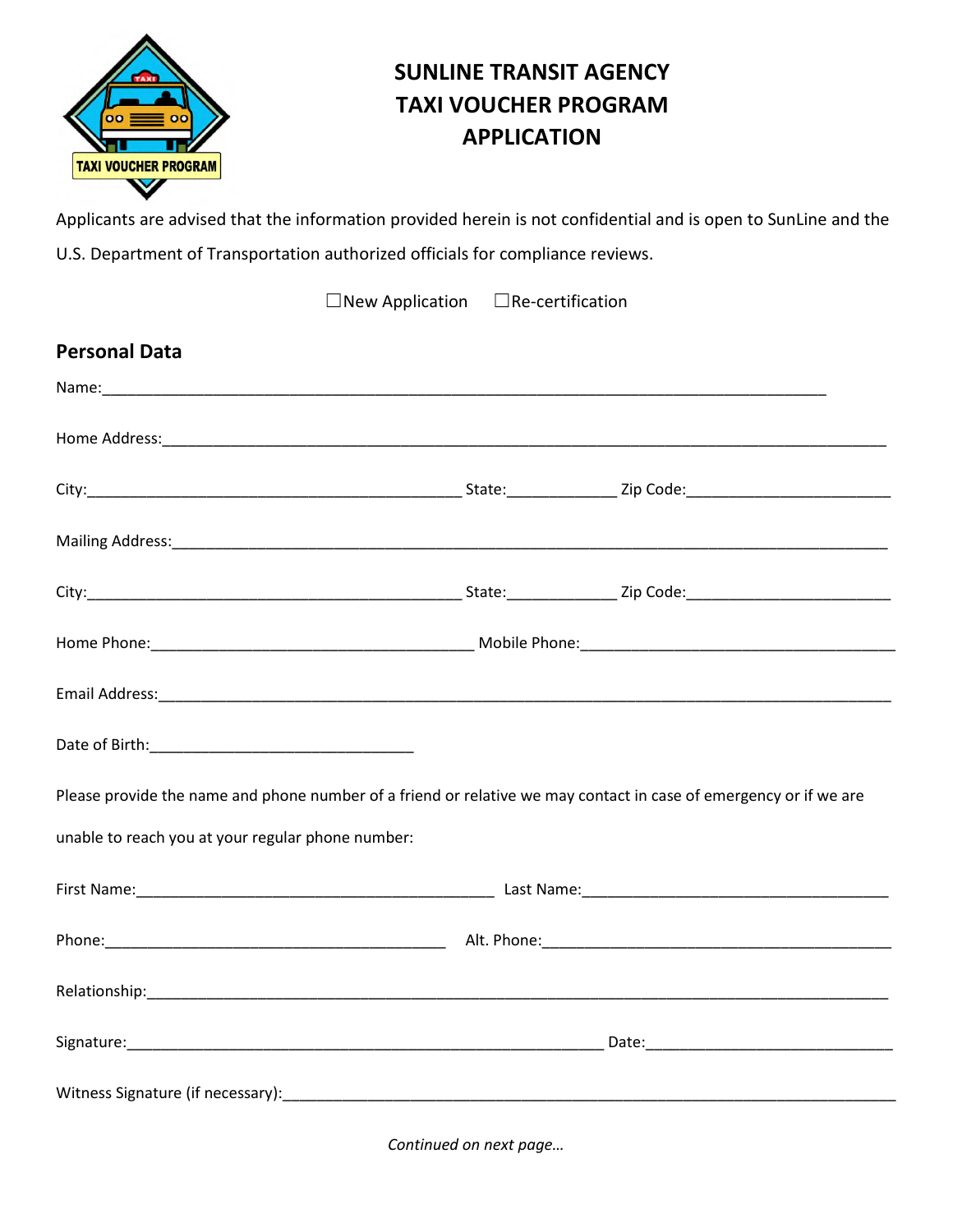# SUNLINE TRANSIT AGENCY
# TAXI VOUCHER PROGRAM
# APPLICATION

Applicants are advised that the information provided herein is not confidential and is open to SunLine and the U.S. Department of Transportation authorized officials for compliance reviews.

☐New Application ☐Re-certification

## Personal Data

Name:_______________________________________________________________________________

Home Address:_______________________________________________________________________________

City:_____________________________________________ State:_____________ Zip Code:________________________

Mailing Address:_______________________________________________________________________________

City:_____________________________________________ State:_____________ Zip Code:________________________

Home Phone:_______________________________________ Mobile Phone:_____________________________________

Email Address:_______________________________________________________________________________

Date of Birth:_______________________________

Please provide the name and phone number of a friend or relative we may contact in case of emergency or if we are unable to reach you at your regular phone number:

First Name:___________________________________________ Last Name:____________________________________

Phone:_________________________________________ Alt. Phone:__________________________________________

Relationship:_______________________________________________________________________________

Signature:_________________________________________________________ Date:______________________________

Witness Signature (if necessary):_______________________________________________________________________________

*Continued on next page…*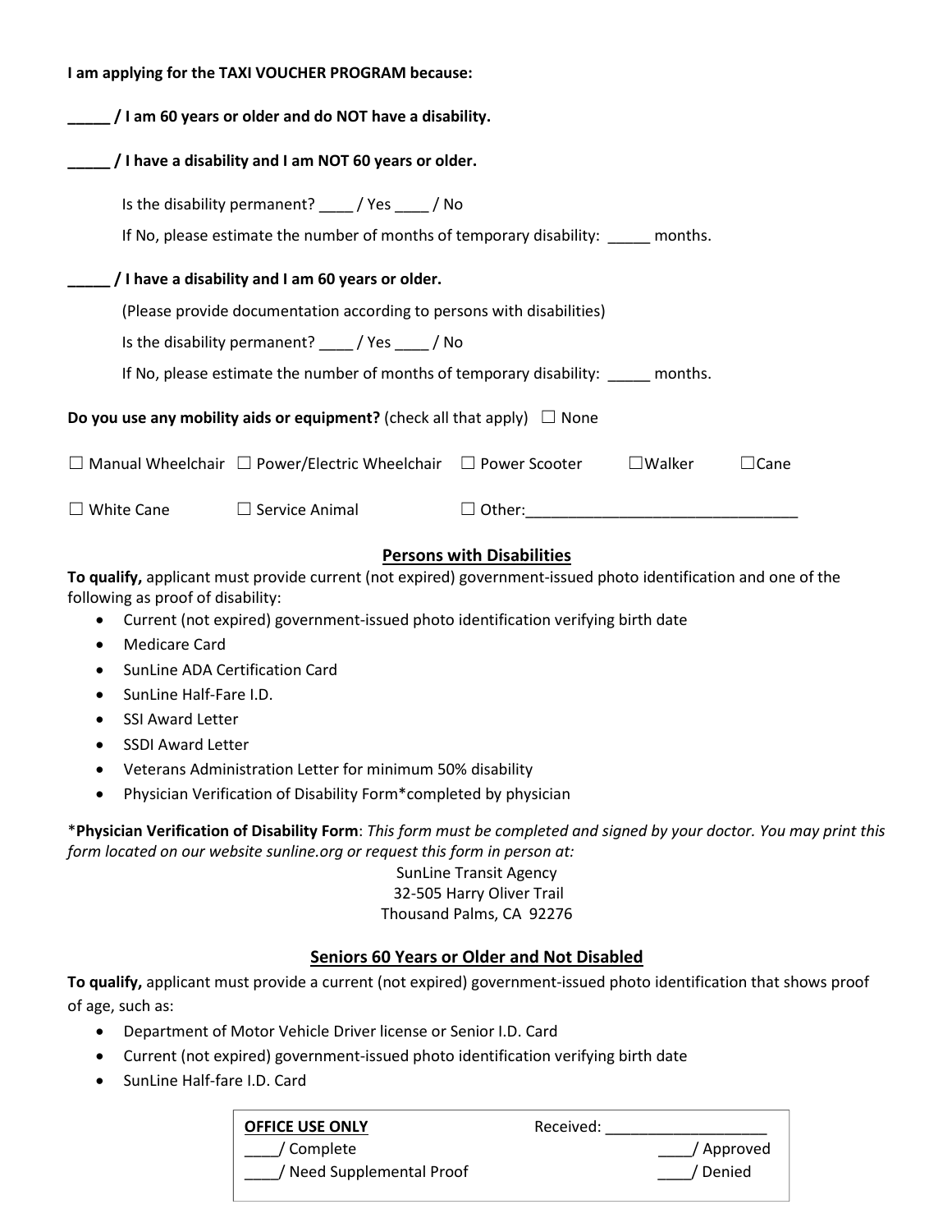**I am applying for the TAXI VOUCHER PROGRAM because:**

**_____ / I am 60 years or older and do NOT have a disability.**

**_____ / I have a disability and I am NOT 60 years or older.**

Is the disability permanent? ____ / Yes ____ / No

If No, please estimate the number of months of temporary disability: _____ months.

**_____ / I have a disability and I am 60 years or older.**

(Please provide documentation according to persons with disabilities)

Is the disability permanent? ____ / Yes ____ / No

If No, please estimate the number of months of temporary disability: _____ months.

**Do you use any mobility aids or equipment?** (check all that apply) ☐ None

☐ Manual Wheelchair ☐ Power/Electric Wheelchair ☐ Power Scooter ☐Walker ☐Cane

☐ White Cane ☐ Service Animal ☐ Other:________________________________

## Persons with Disabilities

**To qualify,** applicant must provide current (not expired) government-issued photo identification and one of the following as proof of disability:

- Current (not expired) government-issued photo identification verifying birth date
- Medicare Card
- SunLine ADA Certification Card
- SunLine Half-Fare I.D.
- SSI Award Letter
- SSDI Award Letter
- Veterans Administration Letter for minimum 50% disability
- Physician Verification of Disability Form*completed by physician

*__Physician Verification of Disability Form__: *This form must be completed and signed by your doctor. You may print this form located on our website sunline.org or request this form in person at:*

SunLine Transit Agency
32-505 Harry Oliver Trail
Thousand Palms, CA 92276

## Seniors 60 Years or Older and Not Disabled

**To qualify,** applicant must provide a current (not expired) government-issued photo identification that shows proof of age, such as:

- Department of Motor Vehicle Driver license or Senior I.D. Card
- Current (not expired) government-issued photo identification verifying birth date
- SunLine Half-fare I.D. Card

**OFFICE USE ONLY** Received: ___________________

____/ Complete ____/ Approved

____/ Need Supplemental Proof ____/ Denied